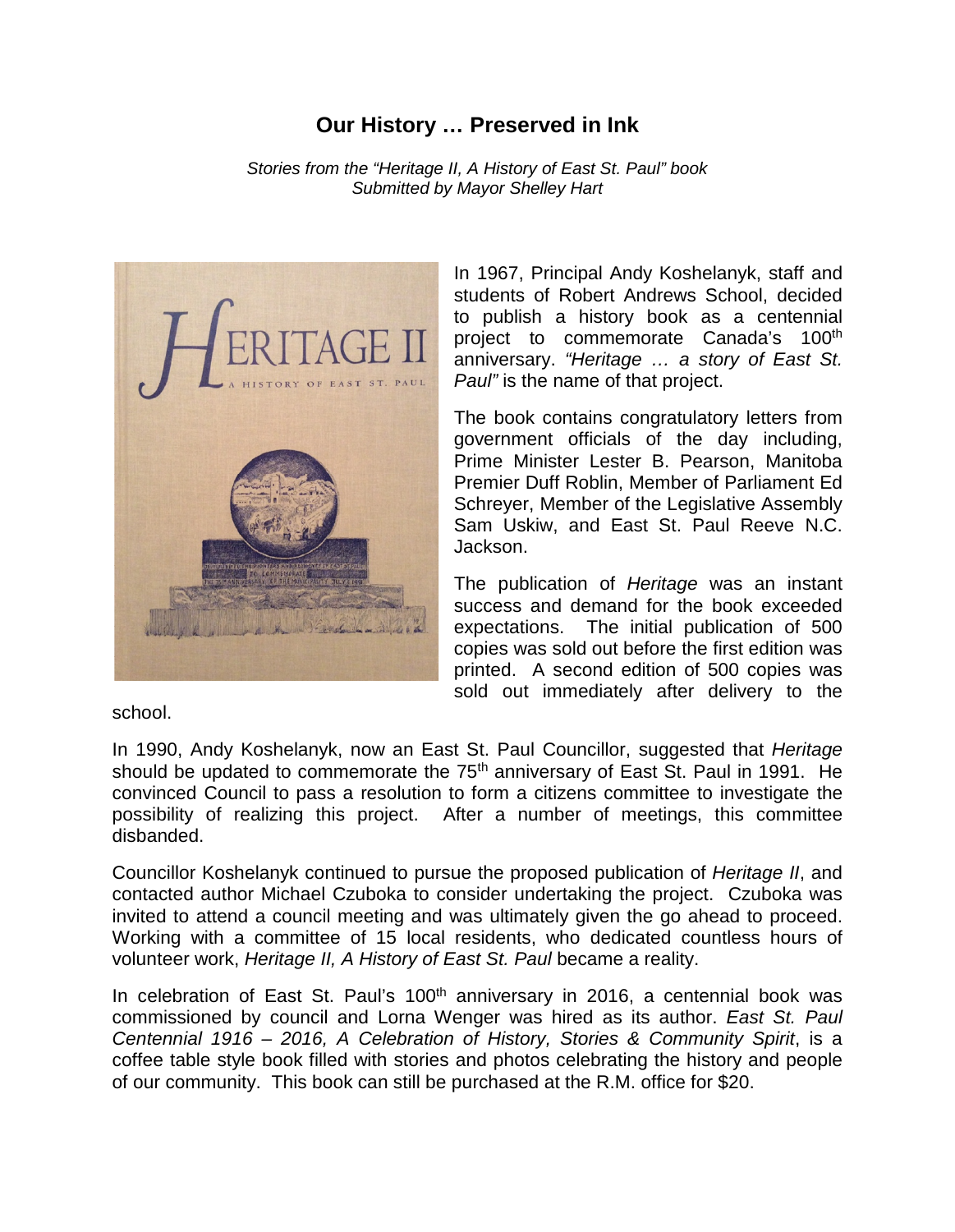# Our History … Preserved in Ink

*Stories from the "Heritage II, A History of East St. Paul" book*
*Submitted by Mayor Shelley Hart*

In 1967, Principal Andy Koshelanyk, staff and students of Robert Andrews School, decided to publish a history book as a centennial project to commemorate Canada's 100th anniversary. *"Heritage … a story of East St. Paul"* is the name of that project.

The book contains congratulatory letters from government officials of the day including, Prime Minister Lester B. Pearson, Manitoba Premier Duff Roblin, Member of Parliament Ed Schreyer, Member of the Legislative Assembly Sam Uskiw, and East St. Paul Reeve N.C. Jackson.

The publication of *Heritage* was an instant success and demand for the book exceeded expectations. The initial publication of 500 copies was sold out before the first edition was printed. A second edition of 500 copies was sold out immediately after delivery to the school.

In 1990, Andy Koshelanyk, now an East St. Paul Councillor, suggested that *Heritage* should be updated to commemorate the 75th anniversary of East St. Paul in 1991. He convinced Council to pass a resolution to form a citizens committee to investigate the possibility of realizing this project. After a number of meetings, this committee disbanded.

Councillor Koshelanyk continued to pursue the proposed publication of *Heritage II*, and contacted author Michael Czuboka to consider undertaking the project. Czuboka was invited to attend a council meeting and was ultimately given the go ahead to proceed. Working with a committee of 15 local residents, who dedicated countless hours of volunteer work, *Heritage II, A History of East St. Paul* became a reality.

In celebration of East St. Paul's 100th anniversary in 2016, a centennial book was commissioned by council and Lorna Wenger was hired as its author. *East St. Paul Centennial 1916 – 2016, A Celebration of History, Stories & Community Spirit*, is a coffee table style book filled with stories and photos celebrating the history and people of our community. This book can still be purchased at the R.M. office for $20.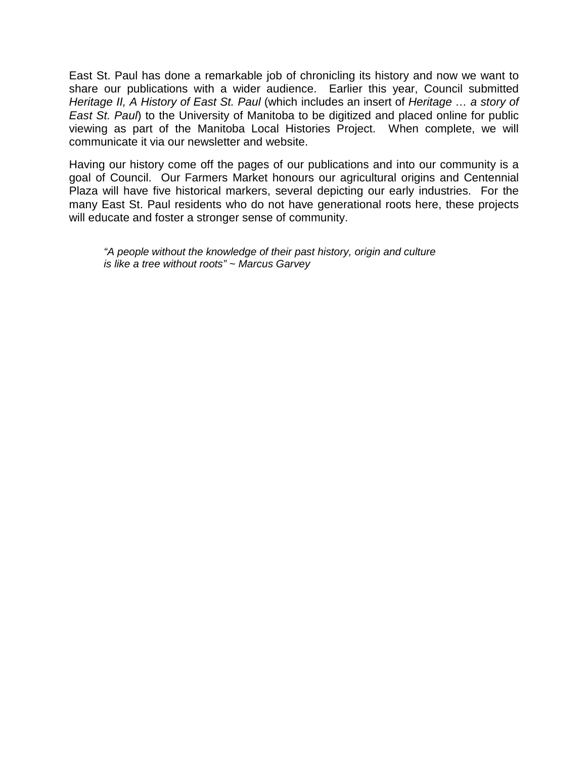East St. Paul has done a remarkable job of chronicling its history and now we want to share our publications with a wider audience. Earlier this year, Council submitted *Heritage II, A History of East St. Paul* (which includes an insert of *Heritage … a story of East St. Paul*) to the University of Manitoba to be digitized and placed online for public viewing as part of the Manitoba Local Histories Project. When complete, we will communicate it via our newsletter and website.

Having our history come off the pages of our publications and into our community is a goal of Council. Our Farmers Market honours our agricultural origins and Centennial Plaza will have five historical markers, several depicting our early industries. For the many East St. Paul residents who do not have generational roots here, these projects will educate and foster a stronger sense of community.

> *"A people without the knowledge of their past history, origin and culture is like a tree without roots" ~ Marcus Garvey*